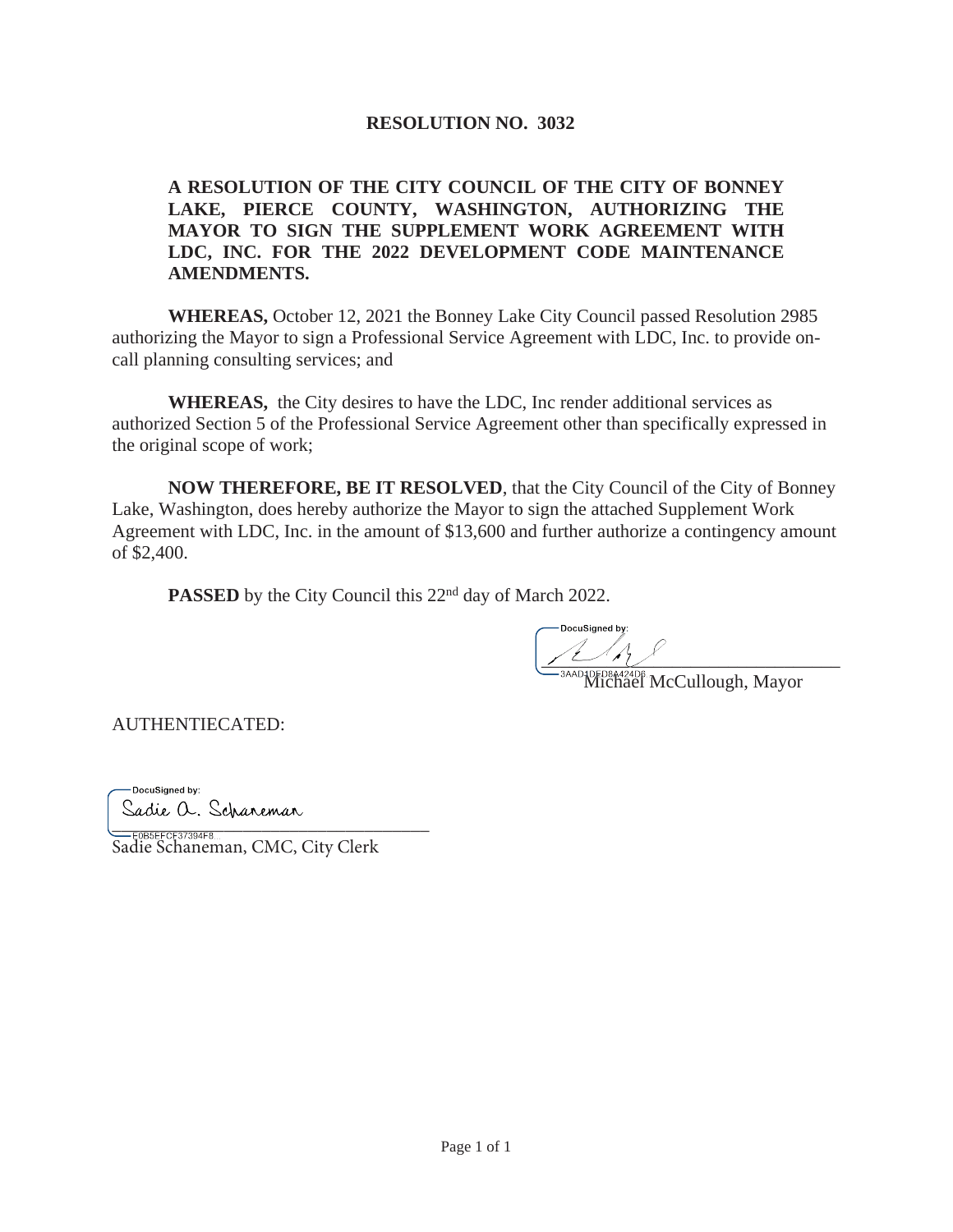# RESOLUTION NO. 3032

**A RESOLUTION OF THE CITY COUNCIL OF THE CITY OF BONNEY LAKE, PIERCE COUNTY, WASHINGTON, AUTHORIZING THE MAYOR TO SIGN THE SUPPLEMENT WORK AGREEMENT WITH LDC, INC. FOR THE 2022 DEVELOPMENT CODE MAINTENANCE AMENDMENTS.**

**WHEREAS,** October 12, 2021 the Bonney Lake City Council passed Resolution 2985 authorizing the Mayor to sign a Professional Service Agreement with LDC, Inc. to provide on-call planning consulting services; and

**WHEREAS,** the City desires to have the LDC, Inc render additional services as authorized Section 5 of the Professional Service Agreement other than specifically expressed in the original scope of work;

**NOW THEREFORE, BE IT RESOLVED**, that the City Council of the City of Bonney Lake, Washington, does hereby authorize the Mayor to sign the attached Supplement Work Agreement with LDC, Inc. in the amount of $13,600 and further authorize a contingency amount of $2,400.

**PASSED** by the City Council this 22nd day of March 2022.

DocuSigned by:

3AAD1DED8A424D8

Michael McCullough, Mayor

AUTHENTIECATED:

DocuSigned by:

Sadie A. Schaneman

E0B5EFCF37394F8...

Sadie Schaneman, CMC, City Clerk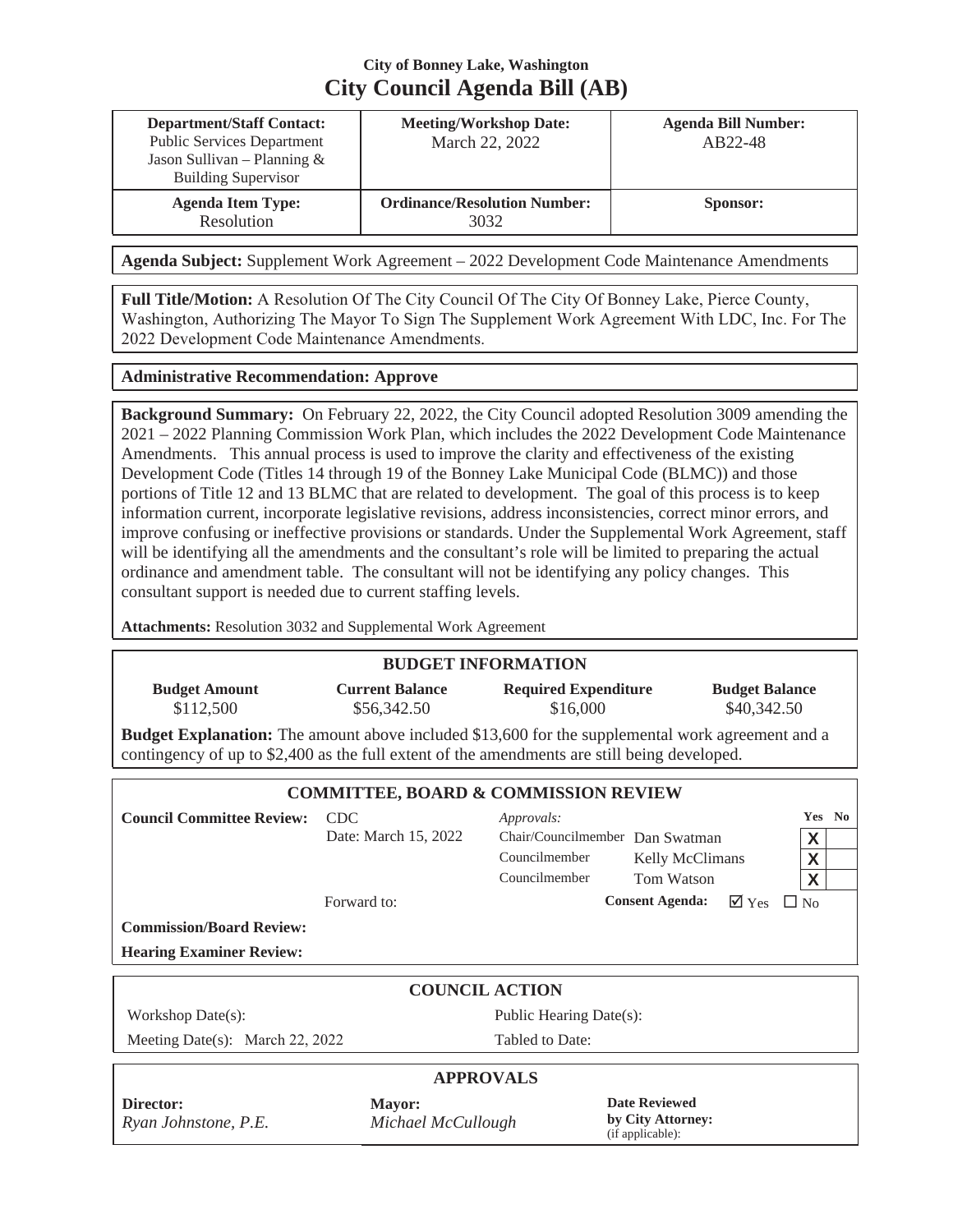### City of Bonney Lake, Washington

# City Council Agenda Bill (AB)

| **Department/Staff Contact:** | **Meeting/Workshop Date:** | **Agenda Bill Number:** |
|---|---|---|
| Public Services Department<br>Jason Sullivan – Planning & Building Supervisor | March 22, 2022 | AB22-48 |
| **Agenda Item Type:** | **Ordinance/Resolution Number:** | **Sponsor:** |
| Resolution | 3032 | |

**Agenda Subject:** Supplement Work Agreement – 2022 Development Code Maintenance Amendments

**Full Title/Motion:** A Resolution Of The City Council Of The City Of Bonney Lake, Pierce County, Washington, Authorizing The Mayor To Sign The Supplement Work Agreement With LDC, Inc. For The 2022 Development Code Maintenance Amendments.

**Administrative Recommendation: Approve**

**Background Summary:** On February 22, 2022, the City Council adopted Resolution 3009 amending the 2021 – 2022 Planning Commission Work Plan, which includes the 2022 Development Code Maintenance Amendments. This annual process is used to improve the clarity and effectiveness of the existing Development Code (Titles 14 through 19 of the Bonney Lake Municipal Code (BLMC)) and those portions of Title 12 and 13 BLMC that are related to development. The goal of this process is to keep information current, incorporate legislative revisions, address inconsistencies, correct minor errors, and improve confusing or ineffective provisions or standards. Under the Supplemental Work Agreement, staff will be identifying all the amendments and the consultant's role will be limited to preparing the actual ordinance and amendment table. The consultant will not be identifying any policy changes. This consultant support is needed due to current staffing levels.

**Attachments:** Resolution 3032 and Supplemental Work Agreement

## BUDGET INFORMATION

| Budget Amount | Current Balance | Required Expenditure | Budget Balance |
|---|---|---|---|
| $112,500 | $56,342.50 | $16,000 | $40,342.50 |

**Budget Explanation:** The amount above included $13,600 for the supplemental work agreement and a contingency of up to $2,400 as the full extent of the amendments are still being developed.

## COMMITTEE, BOARD & COMMISSION REVIEW

**Council Committee Review:** CDC
Date: March 15, 2022

| *Approvals:* | | Yes | No |
|---|---|---|---|
| Chair/Councilmember | Dan Swatman | X | |
| Councilmember | Kelly McClimans | X | |
| Councilmember | Tom Watson | X | |

Forward to:

**Consent Agenda:** ☑ Yes ☐ No

**Commission/Board Review:**

**Hearing Examiner Review:**

## COUNCIL ACTION

| | |
|---|---|
| Workshop Date(s): | Public Hearing Date(s): |
| Meeting Date(s): March 22, 2022 | Tabled to Date: |

## APPROVALS

| **Director:** | **Mayor:** | **Date Reviewed by City Attorney:** (if applicable): |
|---|---|---|
| *Ryan Johnstone, P.E.* | *Michael McCullough* | |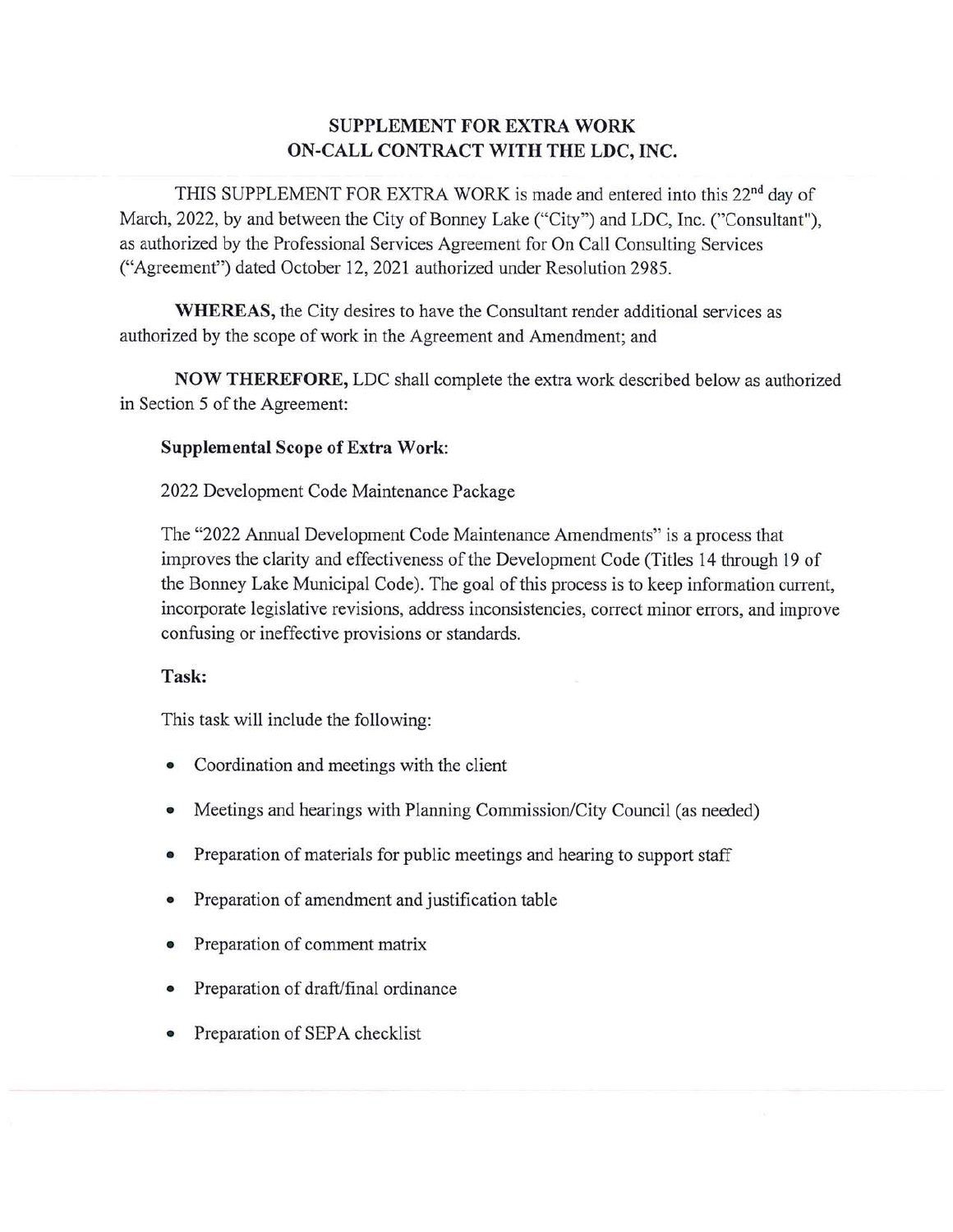## SUPPLEMENT FOR EXTRA WORK
## ON-CALL CONTRACT WITH THE LDC, INC.

THIS SUPPLEMENT FOR EXTRA WORK is made and entered into this 22nd day of March, 2022, by and between the City of Bonney Lake ("City") and LDC, Inc. ("Consultant"), as authorized by the Professional Services Agreement for On Call Consulting Services ("Agreement") dated October 12, 2021 authorized under Resolution 2985.

**WHEREAS,** the City desires to have the Consultant render additional services as authorized by the scope of work in the Agreement and Amendment; and

**NOW THEREFORE,** LDC shall complete the extra work described below as authorized in Section 5 of the Agreement:

**Supplemental Scope of Extra Work:**

2022 Development Code Maintenance Package

The "2022 Annual Development Code Maintenance Amendments" is a process that improves the clarity and effectiveness of the Development Code (Titles 14 through 19 of the Bonney Lake Municipal Code). The goal of this process is to keep information current, incorporate legislative revisions, address inconsistencies, correct minor errors, and improve confusing or ineffective provisions or standards.

**Task:**

This task will include the following:

- Coordination and meetings with the client
- Meetings and hearings with Planning Commission/City Council (as needed)
- Preparation of materials for public meetings and hearing to support staff
- Preparation of amendment and justification table
- Preparation of comment matrix
- Preparation of draft/final ordinance
- Preparation of SEPA checklist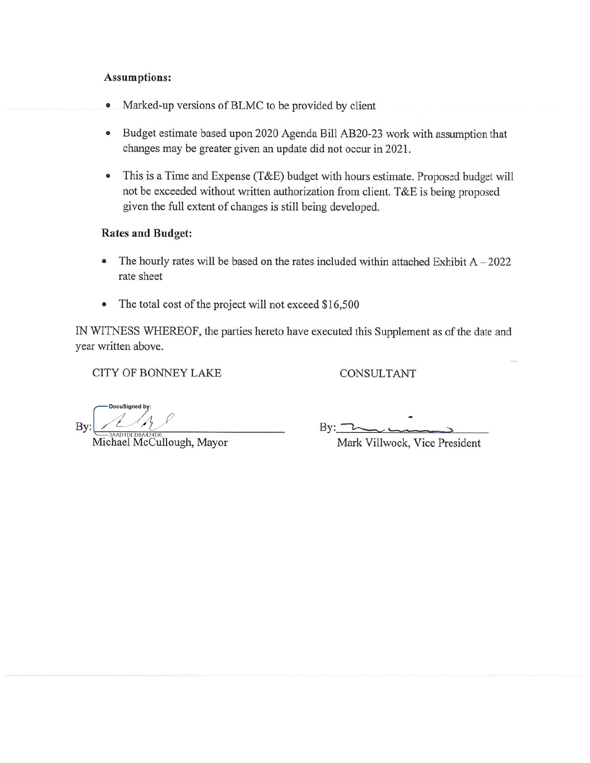**Assumptions:**

- Marked-up versions of BLMC to be provided by client
- Budget estimate based upon 2020 Agenda Bill AB20-23 work with assumption that changes may be greater given an update did not occur in 2021.
- This is a Time and Expense (T&E) budget with hours estimate. Proposed budget will not be exceeded without written authorization from client. T&E is being proposed given the full extent of changes is still being developed.

**Rates and Budget:**

- The hourly rates will be based on the rates included within attached Exhibit A – 2022 rate sheet
- The total cost of the project will not exceed $16,500

IN WITNESS WHEREOF, the parties hereto have executed this Supplement as of the date and year written above.

| CITY OF BONNEY LAKE | CONSULTANT |
| --- | --- |
| DocuSigned by: | |
| By: ______________ | By: ______________ |
| 3AAD1DED8A424D6 | |
| Michael McCullough, Mayor | Mark Villwock, Vice President |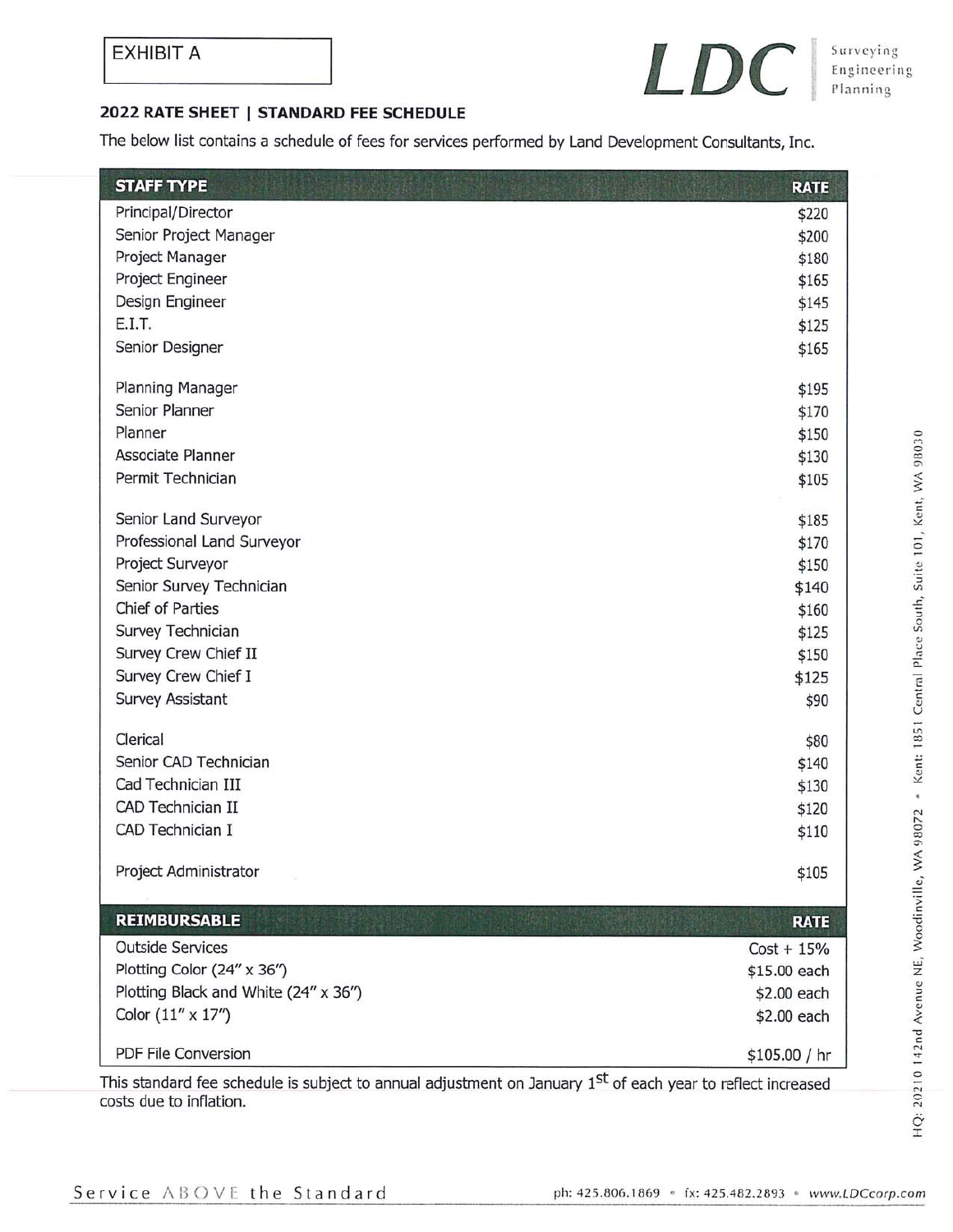EXHIBIT A

LDC Surveying Engineering Planning

## 2022 RATE SHEET | STANDARD FEE SCHEDULE

The below list contains a schedule of fees for services performed by Land Development Consultants, Inc.

| STAFF TYPE | RATE |
|---|---|
| Principal/Director | $220 |
| Senior Project Manager | $200 |
| Project Manager | $180 |
| Project Engineer | $165 |
| Design Engineer | $145 |
| E.I.T. | $125 |
| Senior Designer | $165 |
| Planning Manager | $195 |
| Senior Planner | $170 |
| Planner | $150 |
| Associate Planner | $130 |
| Permit Technician | $105 |
| Senior Land Surveyor | $185 |
| Professional Land Surveyor | $170 |
| Project Surveyor | $150 |
| Senior Survey Technician | $140 |
| Chief of Parties | $160 |
| Survey Technician | $125 |
| Survey Crew Chief II | $150 |
| Survey Crew Chief I | $125 |
| Survey Assistant | $90 |
| Clerical | $80 |
| Senior CAD Technician | $140 |
| Cad Technician III | $130 |
| CAD Technician II | $120 |
| CAD Technician I | $110 |
| Project Administrator | $105 |

| REIMBURSABLE | RATE |
|---|---|
| Outside Services | Cost + 15% |
| Plotting Color (24" x 36") | $15.00 each |
| Plotting Black and White (24" x 36") | $2.00 each |
| Color (11" x 17") | $2.00 each |
| PDF File Conversion | $105.00 / hr |

This standard fee schedule is subject to annual adjustment on January 1st of each year to reflect increased costs due to inflation.

HQ: 20210 142nd Avenue NE, Woodinville, WA 98072 • Kent: 1851 Central Place South, Suite 101, Kent, WA 98030

Service ABOVE the Standard

ph: 425.806.1869 • fx: 425.482.2893 • www.LDCcorp.com